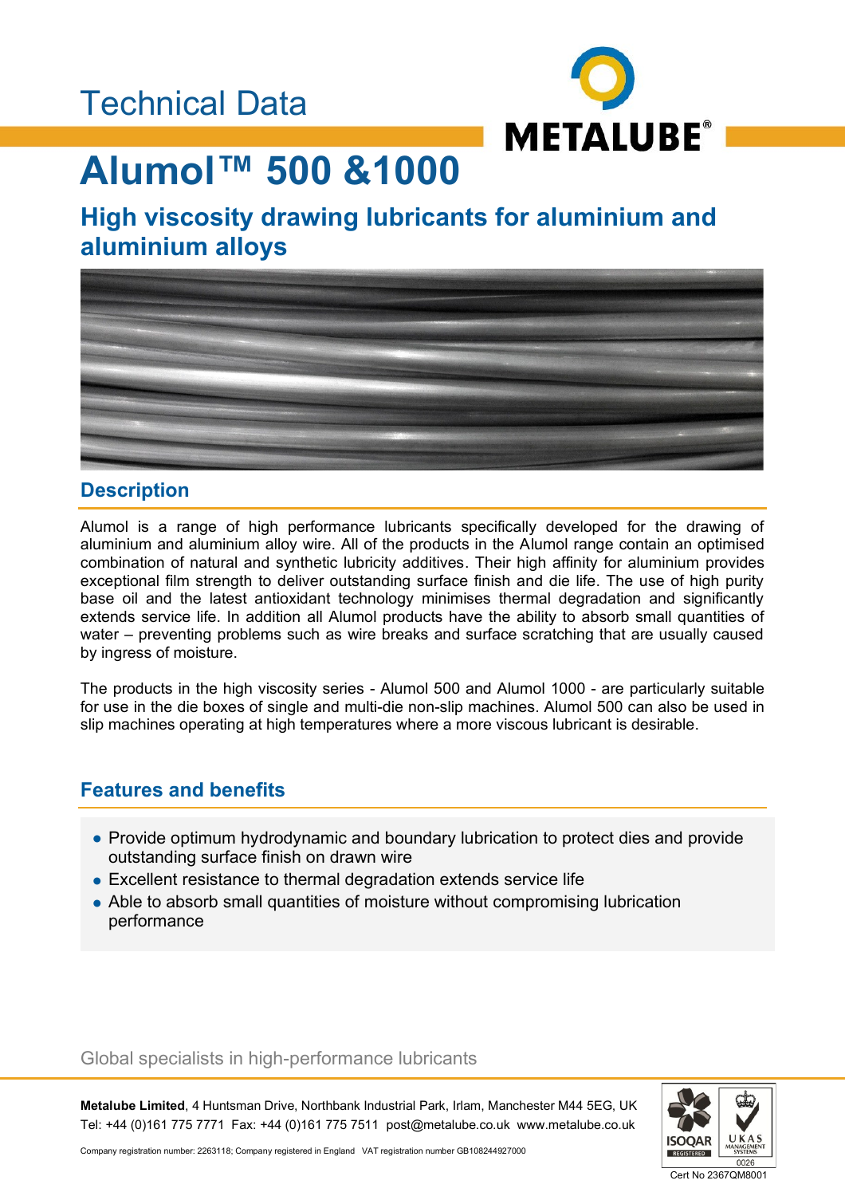Technical Data

METALUBE®

# Alumol™ 500 &1000

## High viscosity drawing lubricants for aluminium and aluminium alloys

## Description

Alumol is a range of high performance lubricants specifically developed for the drawing of aluminium and aluminium alloy wire. All of the products in the Alumol range contain an optimised combination of natural and synthetic lubricity additives. Their high affinity for aluminium provides exceptional film strength to deliver outstanding surface finish and die life. The use of high purity base oil and the latest antioxidant technology minimises thermal degradation and significantly extends service life. In addition all Alumol products have the ability to absorb small quantities of water – preventing problems such as wire breaks and surface scratching that are usually caused by ingress of moisture.

The products in the high viscosity series - Alumol 500 and Alumol 1000 - are particularly suitable for use in the die boxes of single and multi-die non-slip machines. Alumol 500 can also be used in slip machines operating at high temperatures where a more viscous lubricant is desirable.

## Features and benefits

- Provide optimum hydrodynamic and boundary lubrication to protect dies and provide outstanding surface finish on drawn wire
- Excellent resistance to thermal degradation extends service life
- Able to absorb small quantities of moisture without compromising lubrication performance

Global specialists in high-performance lubricants

**Metalube Limited**, 4 Huntsman Drive, Northbank Industrial Park, Irlam, Manchester M44 5EG, UK
Tel: +44 (0)161 775 7771 Fax: +44 (0)161 775 7511 post@metalube.co.uk www.metalube.co.uk

Company registration number: 2263118; Company registered in England VAT registration number GB108244927000

ISOQAR REGISTERED UKAS MANAGEMENT SYSTEMS 0026
Cert No 2367QM8001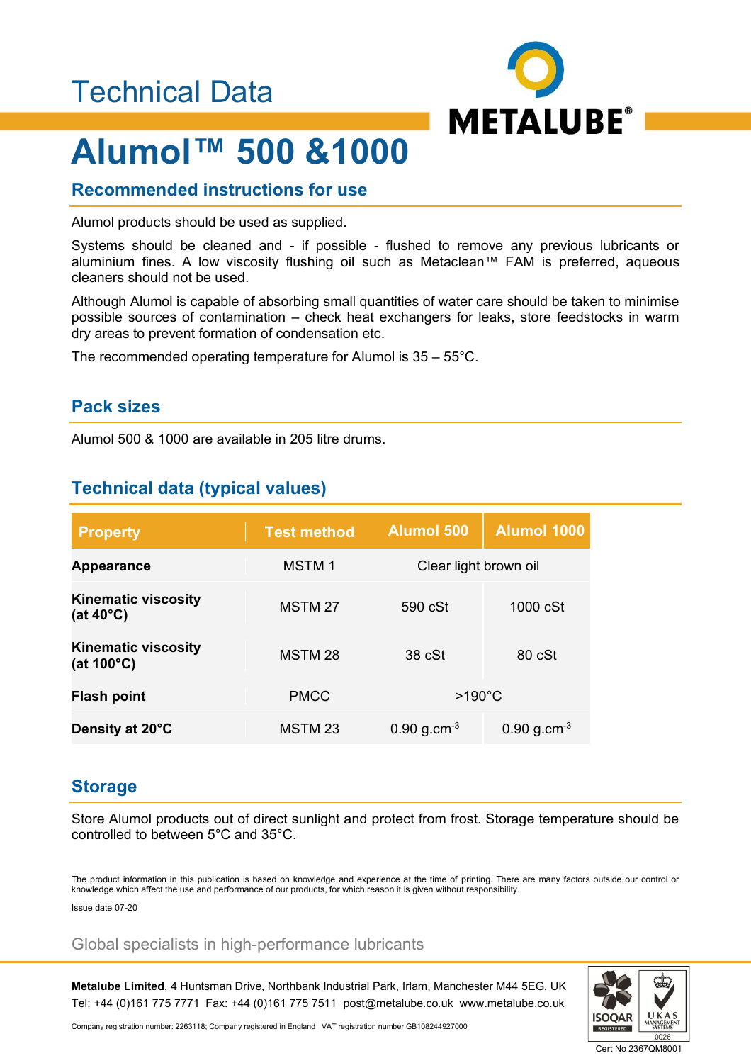# Technical Data

METALUBE®

# Alumol™ 500 &1000

## Recommended instructions for use

Alumol products should be used as supplied.

Systems should be cleaned and - if possible - flushed to remove any previous lubricants or aluminium fines. A low viscosity flushing oil such as Metaclean™ FAM is preferred, aqueous cleaners should not be used.

Although Alumol is capable of absorbing small quantities of water care should be taken to minimise possible sources of contamination – check heat exchangers for leaks, store feedstocks in warm dry areas to prevent formation of condensation etc.

The recommended operating temperature for Alumol is 35 – 55°C.

## Pack sizes

Alumol 500 & 1000 are available in 205 litre drums.

## Technical data (typical values)

| Property | Test method | Alumol 500 | Alumol 1000 |
|---|---|---|---|
| **Appearance** | MSTM 1 | Clear light brown oil | |
| **Kinematic viscosity (at 40°C)** | MSTM 27 | 590 cSt | 1000 cSt |
| **Kinematic viscosity (at 100°C)** | MSTM 28 | 38 cSt | 80 cSt |
| **Flash point** | PMCC | >190°C | |
| **Density at 20°C** | MSTM 23 | 0.90 $g.cm^{-3}$ | 0.90 $g.cm^{-3}$ |

## Storage

Store Alumol products out of direct sunlight and protect from frost. Storage temperature should be controlled to between 5°C and 35°C.

The product information in this publication is based on knowledge and experience at the time of printing. There are many factors outside our control or knowledge which affect the use and performance of our products, for which reason it is given without responsibility.

Issue date 07-20

Global specialists in high-performance lubricants

**Metalube Limited**, 4 Huntsman Drive, Northbank Industrial Park, Irlam, Manchester M44 5EG, UK
Tel: +44 (0)161 775 7771 Fax: +44 (0)161 775 7511 post@metalube.co.uk www.metalube.co.uk

Company registration number: 2263118; Company registered in England VAT registration number GB108244927000

ISOQAR REGISTERED UKAS MANAGEMENT SYSTEMS 0026

Cert No 2367QM8001